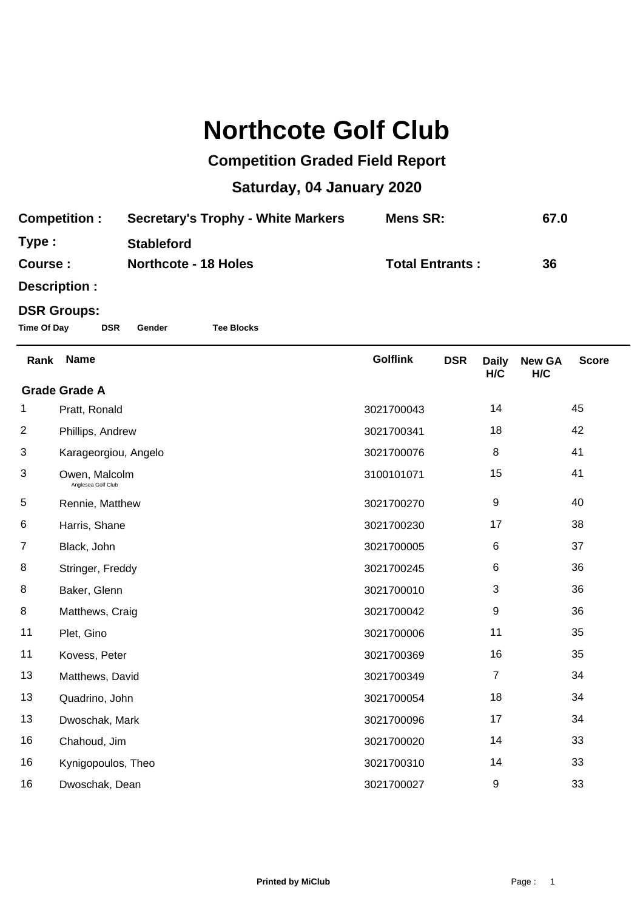# Northcote Golf Club

## Competition Graded Field Report

## Saturday, 04 January 2020

**Competition :** **Secretary's Trophy - White Markers** **Mens SR:** **67.0**

**Type :** **Stableford**

**Course :** **Northcote - 18 Holes** **Total Entrants :** **36**

**Description :**

**DSR Groups:**

**Time Of Day** **DSR** **Gender** **Tee Blocks**

| Rank | Name | Golflink | DSR | Daily H/C | New GA H/C | Score |
|---|---|---|---|---|---|---|
| **Grade Grade A** | | | | | | |
| 1 | Pratt, Ronald | 3021700043 | | 14 | | 45 |
| 2 | Phillips, Andrew | 3021700341 | | 18 | | 42 |
| 3 | Karageorgiou, Angelo | 3021700076 | | 8 | | 41 |
| 3 | Owen, Malcolm<br>Anglesea Golf Club | 3100101071 | | 15 | | 41 |
| 5 | Rennie, Matthew | 3021700270 | | 9 | | 40 |
| 6 | Harris, Shane | 3021700230 | | 17 | | 38 |
| 7 | Black, John | 3021700005 | | 6 | | 37 |
| 8 | Stringer, Freddy | 3021700245 | | 6 | | 36 |
| 8 | Baker, Glenn | 3021700010 | | 3 | | 36 |
| 8 | Matthews, Craig | 3021700042 | | 9 | | 36 |
| 11 | Plet, Gino | 3021700006 | | 11 | | 35 |
| 11 | Kovess, Peter | 3021700369 | | 16 | | 35 |
| 13 | Matthews, David | 3021700349 | | 7 | | 34 |
| 13 | Quadrino, John | 3021700054 | | 18 | | 34 |
| 13 | Dwoschak, Mark | 3021700096 | | 17 | | 34 |
| 16 | Chahoud, Jim | 3021700020 | | 14 | | 33 |
| 16 | Kynigopoulos, Theo | 3021700310 | | 14 | | 33 |
| 16 | Dwoschak, Dean | 3021700027 | | 9 | | 33 |

Printed by MiClub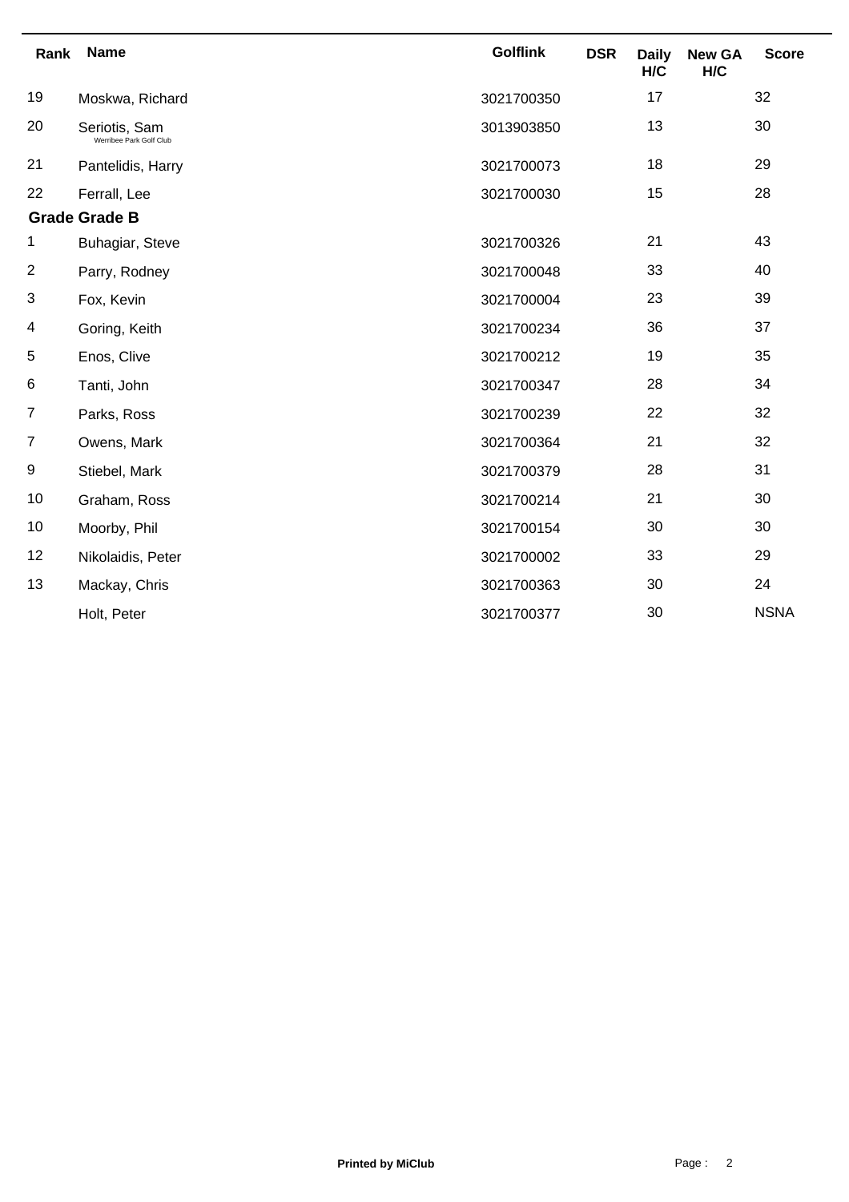| Rank | Name | Golflink | DSR | Daily H/C | New GA H/C | Score |
|---|---|---|---|---|---|---|
| 19 | Moskwa, Richard | 3021700350 | | 17 | | 32 |
| 20 | Seriotis, Sam<br>Werribee Park Golf Club | 3013903850 | | 13 | | 30 |
| 21 | Pantelidis, Harry | 3021700073 | | 18 | | 29 |
| 22 | Ferrall, Lee | 3021700030 | | 15 | | 28 |
| **Grade Grade B** | | | | | | |
| 1 | Buhagiar, Steve | 3021700326 | | 21 | | 43 |
| 2 | Parry, Rodney | 3021700048 | | 33 | | 40 |
| 3 | Fox, Kevin | 3021700004 | | 23 | | 39 |
| 4 | Goring, Keith | 3021700234 | | 36 | | 37 |
| 5 | Enos, Clive | 3021700212 | | 19 | | 35 |
| 6 | Tanti, John | 3021700347 | | 28 | | 34 |
| 7 | Parks, Ross | 3021700239 | | 22 | | 32 |
| 7 | Owens, Mark | 3021700364 | | 21 | | 32 |
| 9 | Stiebel, Mark | 3021700379 | | 28 | | 31 |
| 10 | Graham, Ross | 3021700214 | | 21 | | 30 |
| 10 | Moorby, Phil | 3021700154 | | 30 | | 30 |
| 12 | Nikolaidis, Peter | 3021700002 | | 33 | | 29 |
| 13 | Mackay, Chris | 3021700363 | | 30 | | 24 |
| | Holt, Peter | 3021700377 | | 30 | | NSNA |

**Printed by MiClub**